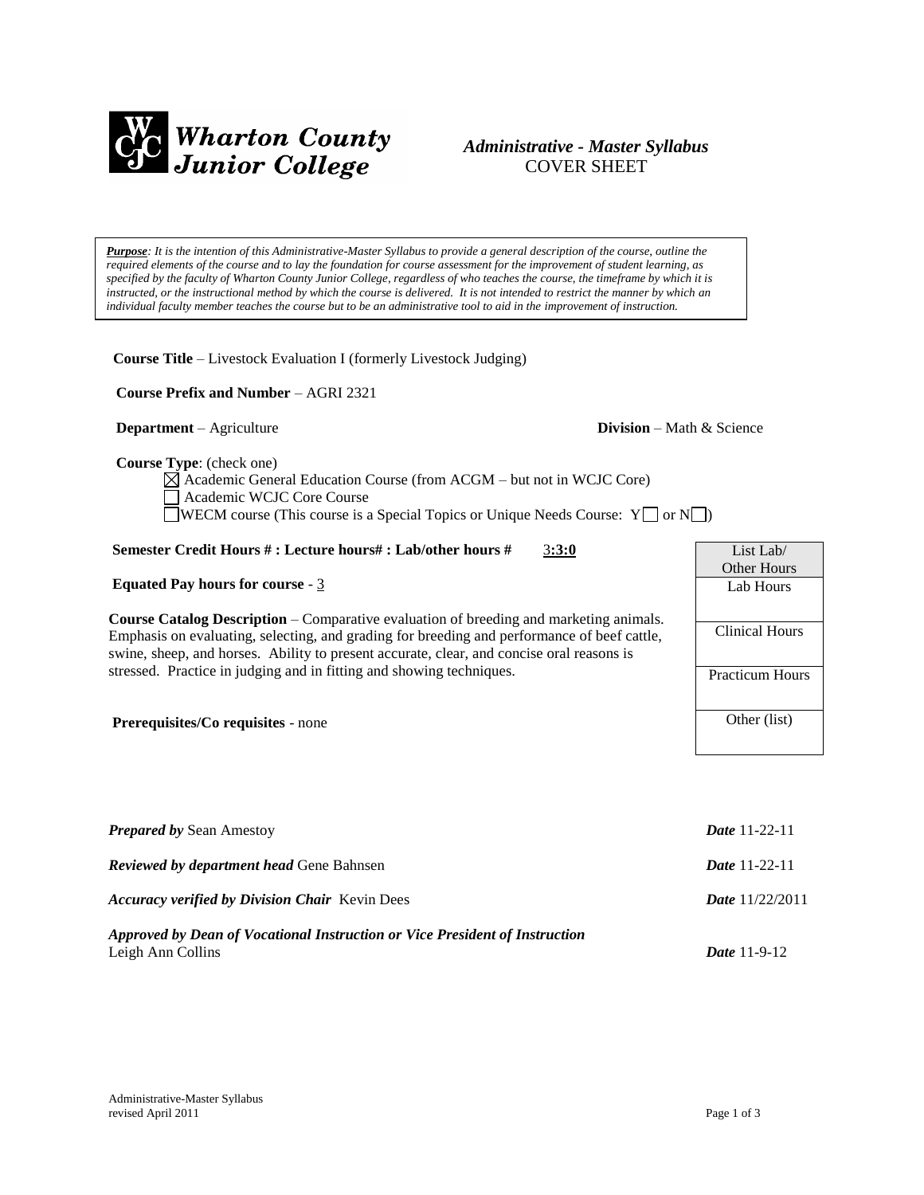**Wharton County Junior College**

***Administrative - Master Syllabus***
COVER SHEET

***Purpose**: It is the intention of this Administrative-Master Syllabus to provide a general description of the course, outline the required elements of the course and to lay the foundation for course assessment for the improvement of student learning, as specified by the faculty of Wharton County Junior College, regardless of who teaches the course, the timeframe by which it is instructed, or the instructional method by which the course is delivered. It is not intended to restrict the manner by which an individual faculty member teaches the course but to be an administrative tool to aid in the improvement of instruction.*

**Course Title** – Livestock Evaluation I (formerly Livestock Judging)

**Course Prefix and Number** – AGRI 2321

**Department** – Agriculture

**Division** – Math & Science

**Course Type**: (check one)

- ☒ Academic General Education Course (from ACGM – but not in WCJC Core)
- ☐ Academic WCJC Core Course
- ☐ WECM course (This course is a Special Topics or Unique Needs Course: Y☐ or N☐)

**Semester Credit Hours # : Lecture hours# : Lab/other hours #** 3**:3:0**

**Equated Pay hours for course** - 3

**Course Catalog Description** – Comparative evaluation of breeding and marketing animals. Emphasis on evaluating, selecting, and grading for breeding and performance of beef cattle, swine, sheep, and horses. Ability to present accurate, clear, and concise oral reasons is stressed. Practice in judging and in fitting and showing techniques.

**Prerequisites/Co requisites** - none

| List Lab/ Other Hours | |
|---|---|
| Lab Hours | |
| Clinical Hours | |
| Practicum Hours | |
| Other (list) | |

***Prepared by*** Sean Amestoy — ***Date*** 11-22-11

***Reviewed by department head*** Gene Bahnsen — ***Date*** 11-22-11

***Accuracy verified by Division Chair*** Kevin Dees — ***Date*** 11/22/2011

***Approved by Dean of Vocational Instruction or Vice President of Instruction***
Leigh Ann Collins — ***Date*** 11-9-12

Administrative-Master Syllabus
revised April 2011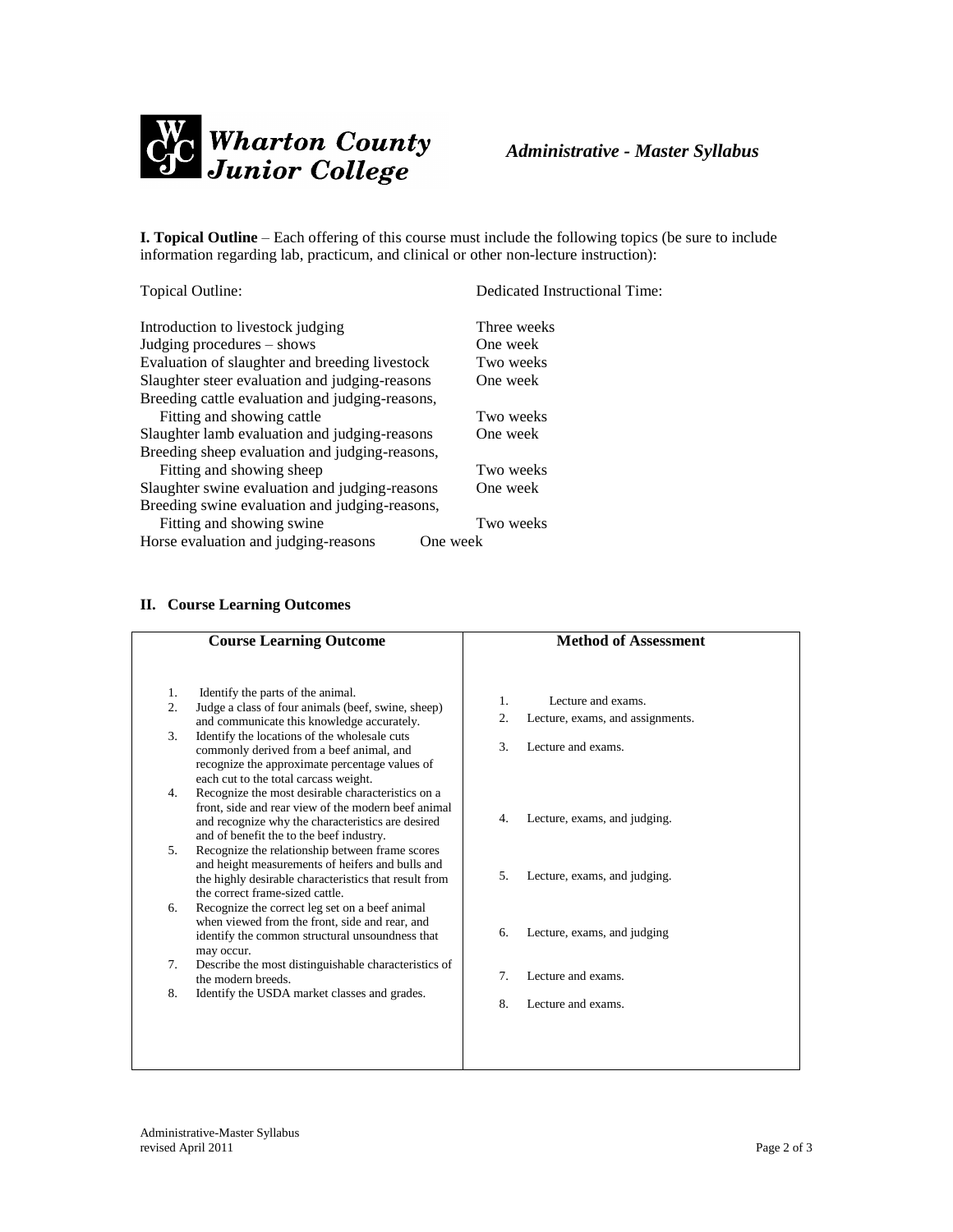*Administrative - Master Syllabus*

**I. Topical Outline** – Each offering of this course must include the following topics (be sure to include information regarding lab, practicum, and clinical or other non-lecture instruction):

| Topical Outline: | Dedicated Instructional Time: |
|---|---|
| Introduction to livestock judging | Three weeks |
| Judging procedures – shows | One week |
| Evaluation of slaughter and breeding livestock | Two weeks |
| Slaughter steer evaluation and judging-reasons | One week |
| Breeding cattle evaluation and judging-reasons, Fitting and showing cattle | Two weeks |
| Slaughter lamb evaluation and judging-reasons | One week |
| Breeding sheep evaluation and judging-reasons, Fitting and showing sheep | Two weeks |
| Slaughter swine evaluation and judging-reasons | One week |
| Breeding swine evaluation and judging-reasons, Fitting and showing swine | Two weeks |
| Horse evaluation and judging-reasons | One week |

## II. Course Learning Outcomes

| Course Learning Outcome | Method of Assessment |
|---|---|
| 1. Identify the parts of the animal. | 1. Lecture and exams. |
| 2. Judge a class of four animals (beef, swine, sheep) and communicate this knowledge accurately. | 2. Lecture, exams, and assignments. |
| 3. Identify the locations of the wholesale cuts commonly derived from a beef animal, and recognize the approximate percentage values of each cut to the total carcass weight. | 3. Lecture and exams. |
| 4. Recognize the most desirable characteristics on a front, side and rear view of the modern beef animal and recognize why the characteristics are desired and of benefit the to the beef industry. | 4. Lecture, exams, and judging. |
| 5. Recognize the relationship between frame scores and height measurements of heifers and bulls and the highly desirable characteristics that result from the correct frame-sized cattle. | 5. Lecture, exams, and judging. |
| 6. Recognize the correct leg set on a beef animal when viewed from the front, side and rear, and identify the common structural unsoundness that may occur. | 6. Lecture, exams, and judging |
| 7. Describe the most distinguishable characteristics of the modern breeds. | 7. Lecture and exams. |
| 8. Identify the USDA market classes and grades. | 8. Lecture and exams. |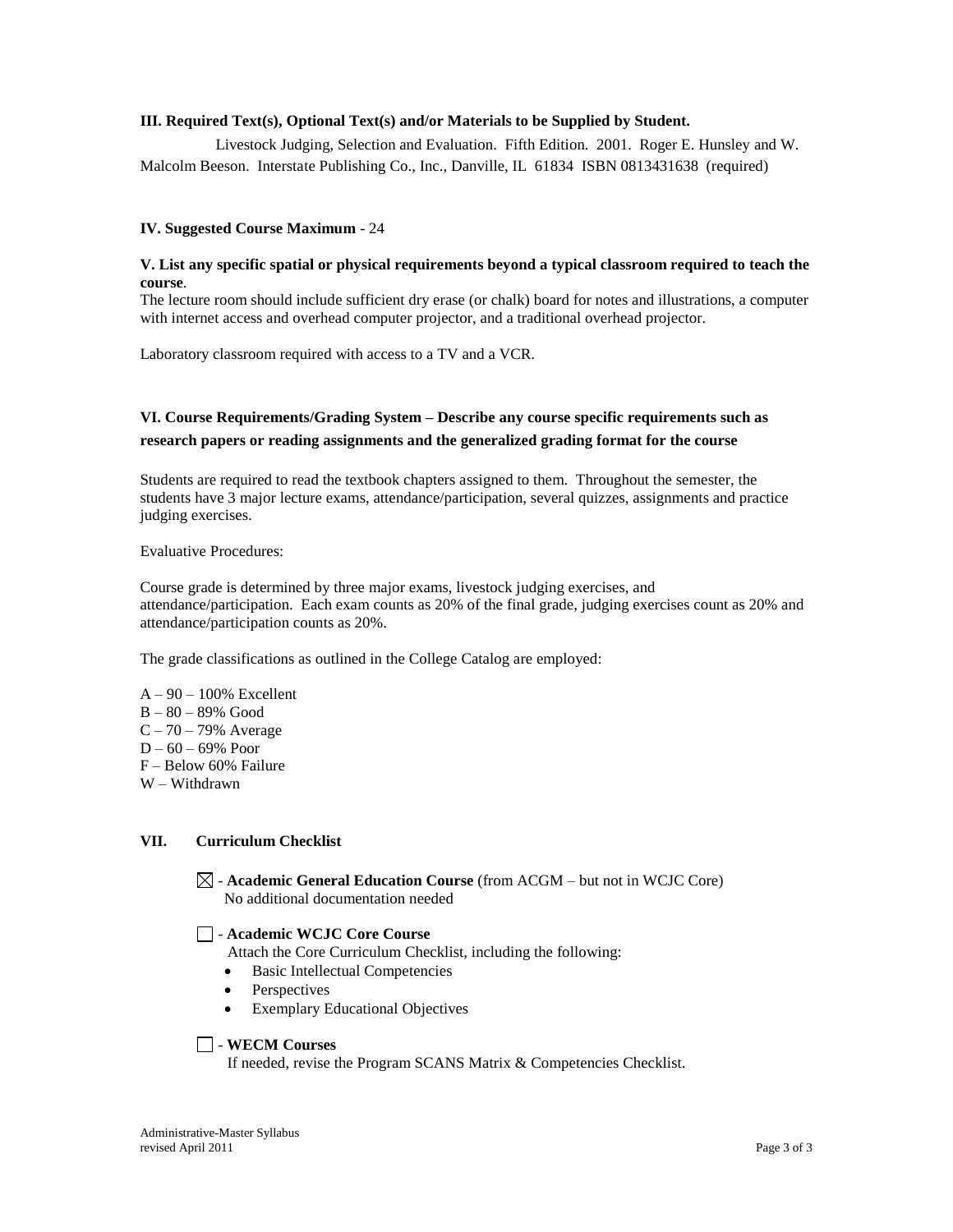**III. Required Text(s), Optional Text(s) and/or Materials to be Supplied by Student.**

Livestock Judging, Selection and Evaluation. Fifth Edition. 2001. Roger E. Hunsley and W. Malcolm Beeson. Interstate Publishing Co., Inc., Danville, IL 61834 ISBN 0813431638 (required)

**IV. Suggested Course Maximum** - 24

**V. List any specific spatial or physical requirements beyond a typical classroom required to teach the course**.

The lecture room should include sufficient dry erase (or chalk) board for notes and illustrations, a computer with internet access and overhead computer projector, and a traditional overhead projector.

Laboratory classroom required with access to a TV and a VCR.

**VI. Course Requirements/Grading System – Describe any course specific requirements such as research papers or reading assignments and the generalized grading format for the course**

Students are required to read the textbook chapters assigned to them. Throughout the semester, the students have 3 major lecture exams, attendance/participation, several quizzes, assignments and practice judging exercises.

Evaluative Procedures:

Course grade is determined by three major exams, livestock judging exercises, and attendance/participation. Each exam counts as 20% of the final grade, judging exercises count as 20% and attendance/participation counts as 20%.

The grade classifications as outlined in the College Catalog are employed:

A – 90 – 100% Excellent
B – 80 – 89% Good
C – 70 – 79% Average
D – 60 – 69% Poor
F – Below 60% Failure
W – Withdrawn

**VII. Curriculum Checklist**

☒ - **Academic General Education Course** (from ACGM – but not in WCJC Core)
No additional documentation needed

☐ - **Academic WCJC Core Course**
Attach the Core Curriculum Checklist, including the following:

- Basic Intellectual Competencies
- Perspectives
- Exemplary Educational Objectives

☐ - **WECM Courses**
If needed, revise the Program SCANS Matrix & Competencies Checklist.